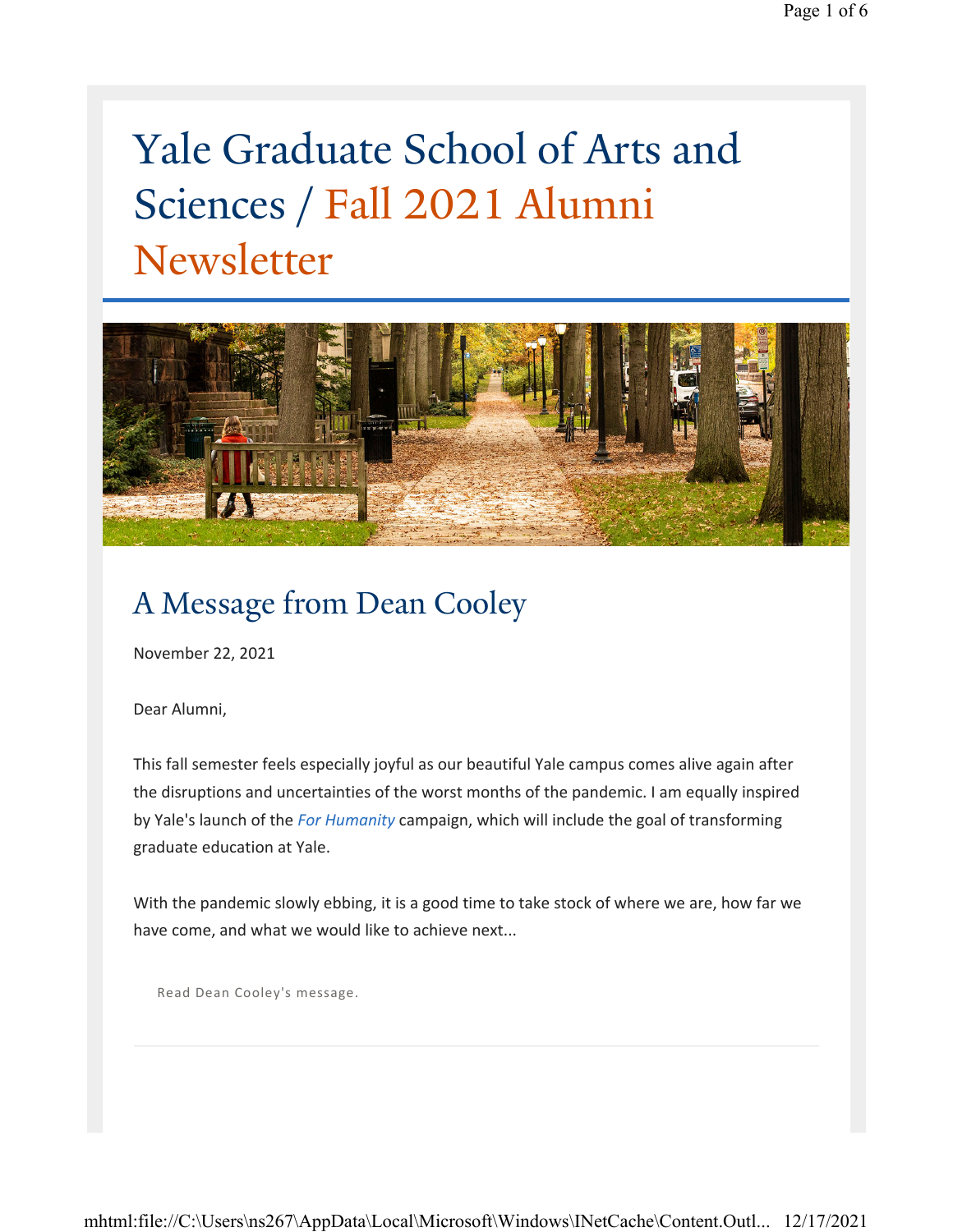# Yale Graduate School of Arts and Sciences / Fall 2021 Alumni Newsletter

## A Message from Dean Cooley

November 22, 2021

Dear Alumni,

This fall semester feels especially joyful as our beautiful Yale campus comes alive again after the disruptions and uncertainties of the worst months of the pandemic. I am equally inspired by Yale's launch of the *For Humanity* campaign, which will include the goal of transforming graduate education at Yale.

With the pandemic slowly ebbing, it is a good time to take stock of where we are, how far we have come, and what we would like to achieve next...

Read Dean Cooley's message.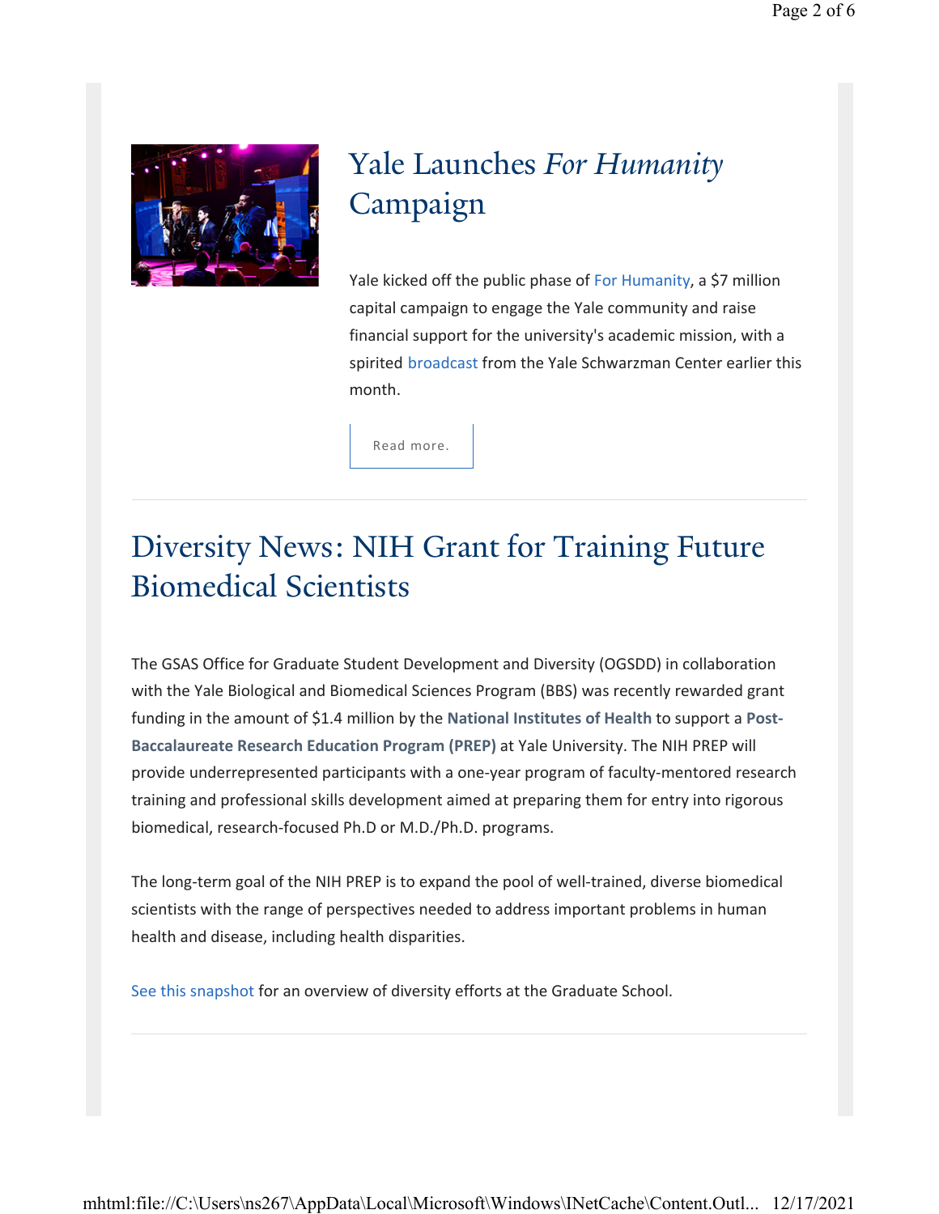## Yale Launches *For Humanity* Campaign

Yale kicked off the public phase of For Humanity, a $7 million capital campaign to engage the Yale community and raise financial support for the university's academic mission, with a spirited broadcast from the Yale Schwarzman Center earlier this month.

Read more.

---

## Diversity News: NIH Grant for Training Future Biomedical Scientists

The GSAS Office for Graduate Student Development and Diversity (OGSDD) in collaboration with the Yale Biological and Biomedical Sciences Program (BBS) was recently rewarded grant funding in the amount of $1.4 million by the **National Institutes of Health** to support a **Post-Baccalaureate Research Education Program (PREP)** at Yale University. The NIH PREP will provide underrepresented participants with a one-year program of faculty-mentored research training and professional skills development aimed at preparing them for entry into rigorous biomedical, research-focused Ph.D or M.D./Ph.D. programs.

The long-term goal of the NIH PREP is to expand the pool of well-trained, diverse biomedical scientists with the range of perspectives needed to address important problems in human health and disease, including health disparities.

See this snapshot for an overview of diversity efforts at the Graduate School.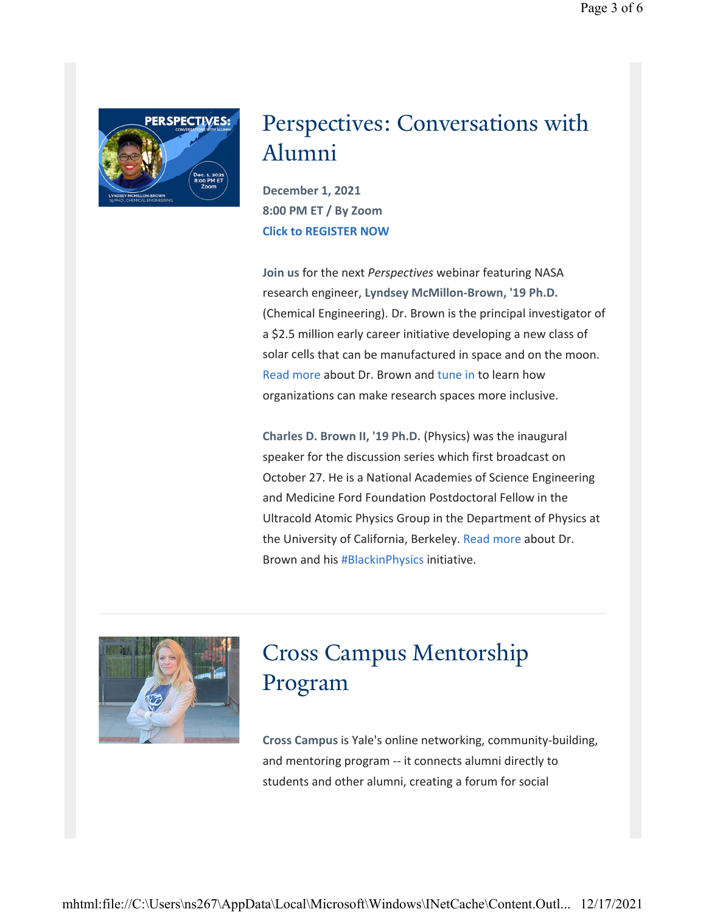## Perspectives: Conversations with Alumni

**December 1, 2021**
**8:00 PM ET / By Zoom**
**Click to REGISTER NOW**

**Join us** for the next *Perspectives* webinar featuring NASA research engineer, **Lyndsey McMillon-Brown, '19 Ph.D.** (Chemical Engineering). Dr. Brown is the principal investigator of a $2.5 million early career initiative developing a new class of solar cells that can be manufactured in space and on the moon. Read more about Dr. Brown and tune in to learn how organizations can make research spaces more inclusive.

**Charles D. Brown II, '19 Ph.D.** (Physics) was the inaugural speaker for the discussion series which first broadcast on October 27. He is a National Academies of Science Engineering and Medicine Ford Foundation Postdoctoral Fellow in the Ultracold Atomic Physics Group in the Department of Physics at the University of California, Berkeley. Read more about Dr. Brown and his #BlackinPhysics initiative.

---

## Cross Campus Mentorship Program

**Cross Campus** is Yale's online networking, community-building, and mentoring program -- it connects alumni directly to students and other alumni, creating a forum for social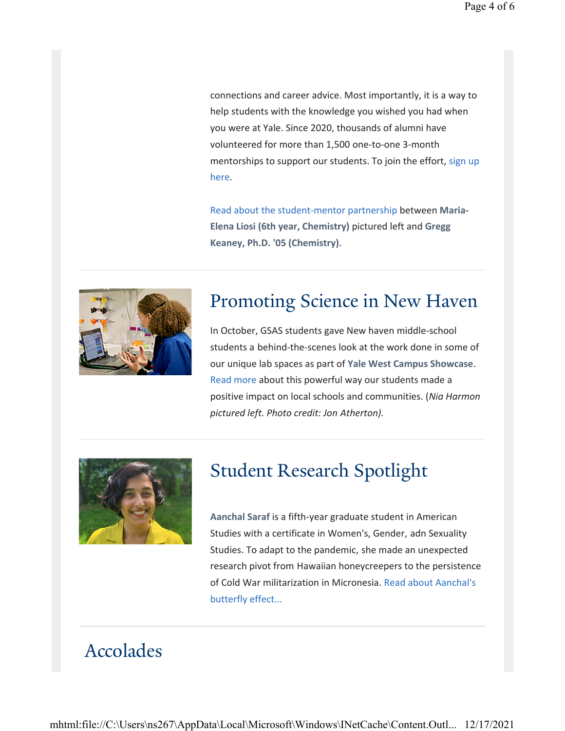connections and career advice. Most importantly, it is a way to help students with the knowledge you wished you had when you were at Yale. Since 2020, thousands of alumni have volunteered for more than 1,500 one-to-one 3-month mentorships to support our students. To join the effort, sign up here.

Read about the student-mentor partnership between **Maria-Elena Liosi (6th year, Chemistry)** pictured left and **Gregg Keaney, Ph.D. '05 (Chemistry)**.

---

## Promoting Science in New Haven

In October, GSAS students gave New haven middle-school students a behind-the-scenes look at the work done in some of our unique lab spaces as part of **Yale West Campus Showcase**. Read more about this powerful way our students made a positive impact on local schools and communities. (*Nia Harmon pictured left. Photo credit: Jon Atherton).*

---

## Student Research Spotlight

**Aanchal Saraf** is a fifth-year graduate student in American Studies with a certificate in Women's, Gender, adn Sexuality Studies. To adapt to the pandemic, she made an unexpected research pivot from Hawaiian honeycreepers to the persistence of Cold War militarization in Micronesia. Read about Aanchal's butterfly effect...

---

## Accolades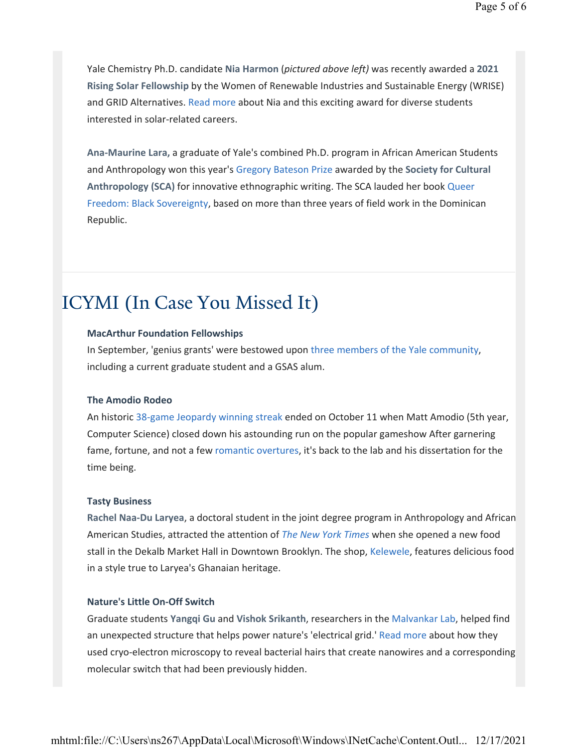Yale Chemistry Ph.D. candidate **Nia Harmon** (*pictured above left)* was recently awarded a **2021 Rising Solar Fellowship** by the Women of Renewable Industries and Sustainable Energy (WRISE) and GRID Alternatives. Read more about Nia and this exciting award for diverse students interested in solar-related careers.

**Ana-Maurine Lara,** a graduate of Yale's combined Ph.D. program in African American Students and Anthropology won this year's Gregory Bateson Prize awarded by the **Society for Cultural Anthropology (SCA)** for innovative ethnographic writing. The SCA lauded her book Queer Freedom: Black Sovereignty, based on more than three years of field work in the Dominican Republic.

# ICYMI (In Case You Missed It)

**MacArthur Foundation Fellowships**
In September, 'genius grants' were bestowed upon three members of the Yale community, including a current graduate student and a GSAS alum.

**The Amodio Rodeo**
An historic 38-game Jeopardy winning streak ended on October 11 when Matt Amodio (5th year, Computer Science) closed down his astounding run on the popular gameshow After garnering fame, fortune, and not a few romantic overtures, it's back to the lab and his dissertation for the time being.

**Tasty Business**
**Rachel Naa-Du Laryea**, a doctoral student in the joint degree program in Anthropology and African American Studies, attracted the attention of *The New York Times* when she opened a new food stall in the Dekalb Market Hall in Downtown Brooklyn. The shop, Kelewele, features delicious food in a style true to Laryea's Ghanaian heritage.

**Nature's Little On-Off Switch**
Graduate students **Yangqi Gu** and **Vishok Srikanth**, researchers in the Malvankar Lab, helped find an unexpected structure that helps power nature's 'electrical grid.' Read more about how they used cryo-electron microscopy to reveal bacterial hairs that create nanowires and a corresponding molecular switch that had been previously hidden.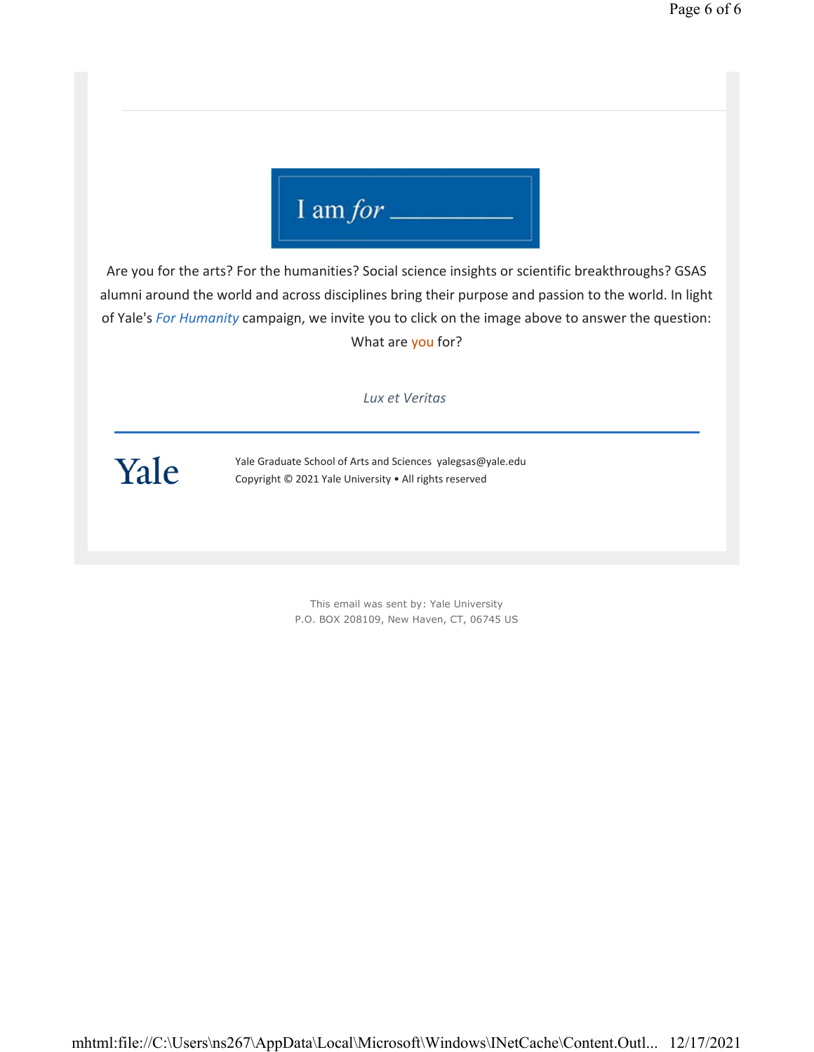I am *for* ___________

Are you for the arts? For the humanities? Social science insights or scientific breakthroughs? GSAS alumni around the world and across disciplines bring their purpose and passion to the world. In light of Yale's *For Humanity* campaign, we invite you to click on the image above to answer the question: What are you for?

*Lux et Veritas*

---

Yale

Yale Graduate School of Arts and Sciences yalegsas@yale.edu
Copyright © 2021 Yale University • All rights reserved

This email was sent by: Yale University
P.O. BOX 208109, New Haven, CT, 06745 US